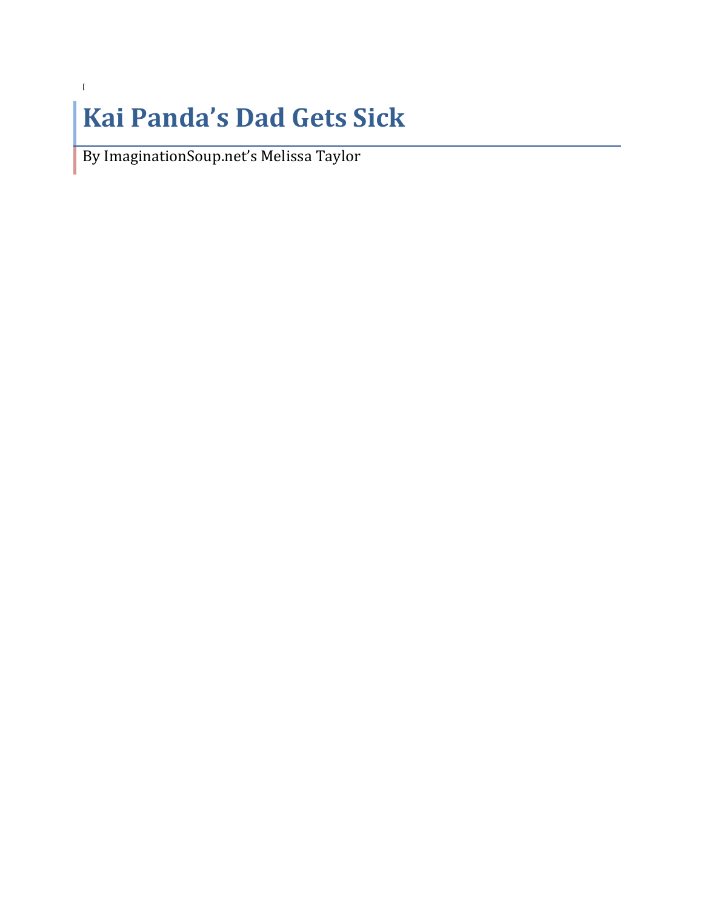[

# Kai Panda's Dad Gets Sick

By ImaginationSoup.net's Melissa Taylor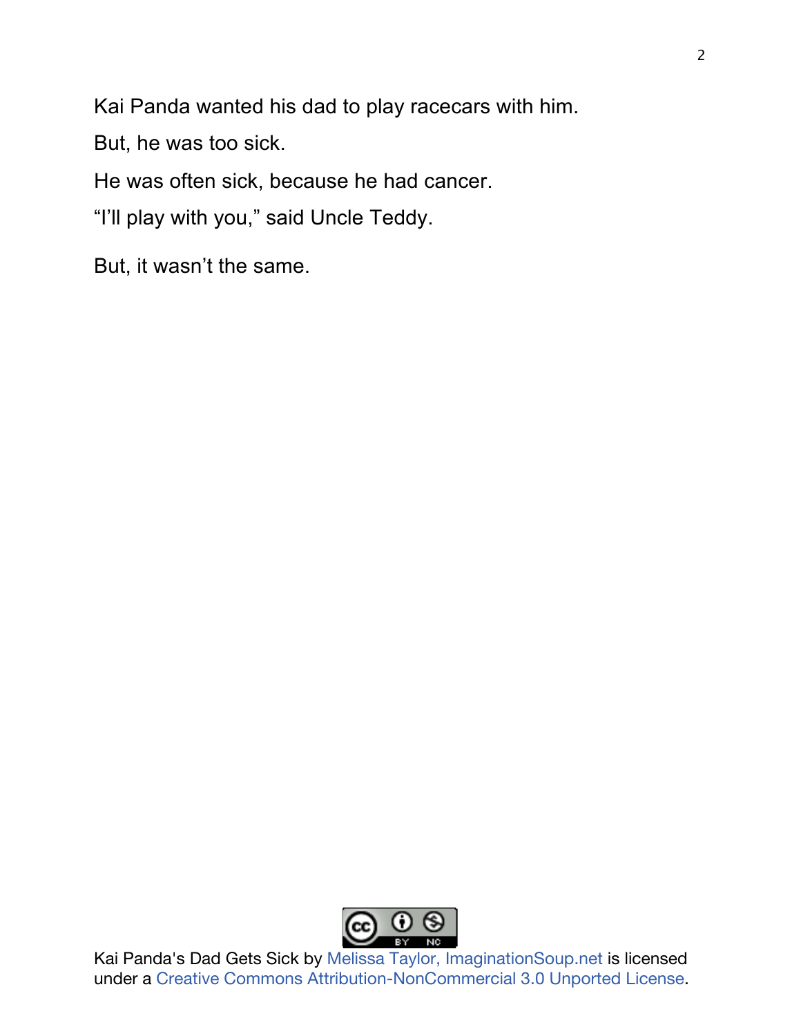Kai Panda wanted his dad to play racecars with him.

But, he was too sick.

He was often sick, because he had cancer.

"I'll play with you," said Uncle Teddy.

But, it wasn't the same.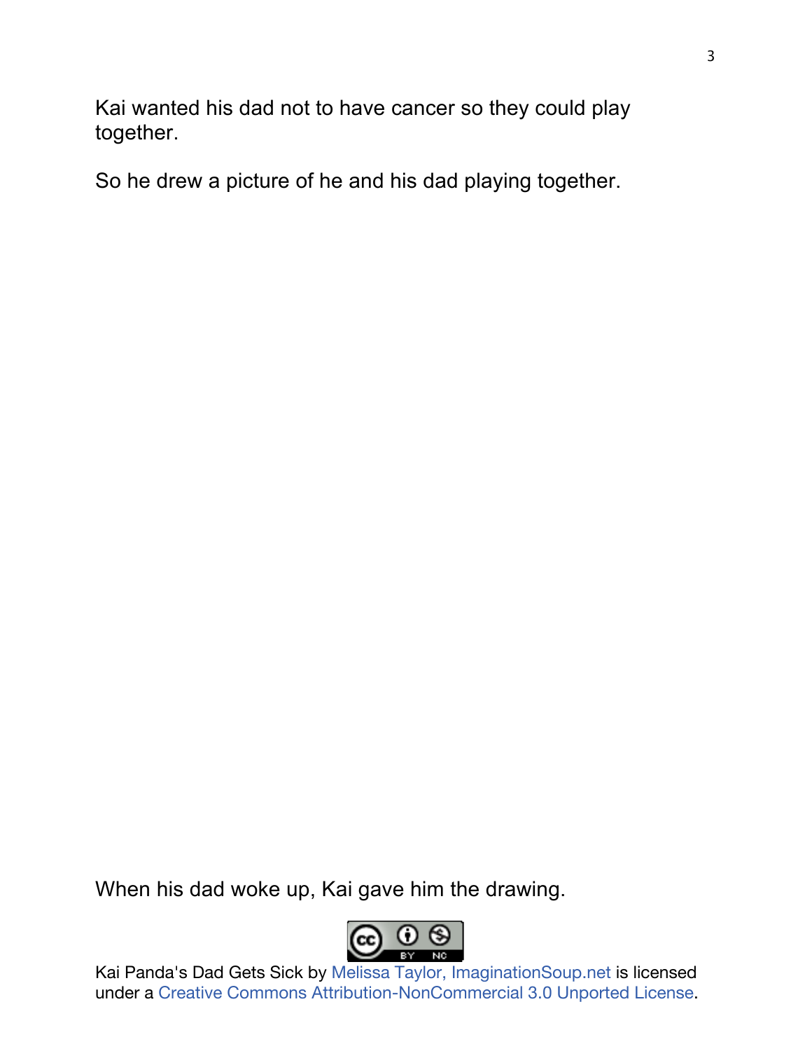Kai wanted his dad not to have cancer so they could play together.

So he drew a picture of he and his dad playing together.

When his dad woke up, Kai gave him the drawing.

Kai Panda's Dad Gets Sick by Melissa Taylor, ImaginationSoup.net is licensed under a Creative Commons Attribution-NonCommercial 3.0 Unported License.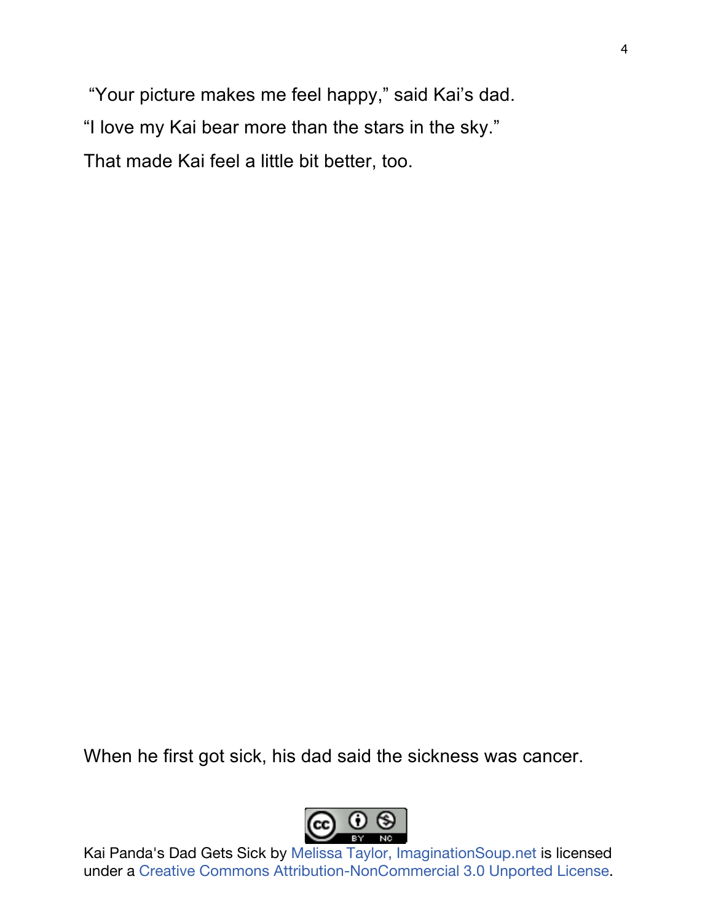"Your picture makes me feel happy," said Kai's dad.

"I love my Kai bear more than the stars in the sky."

That made Kai feel a little bit better, too.

When he first got sick, his dad said the sickness was cancer.

Kai Panda's Dad Gets Sick by Melissa Taylor, ImaginationSoup.net is licensed under a Creative Commons Attribution-NonCommercial 3.0 Unported License.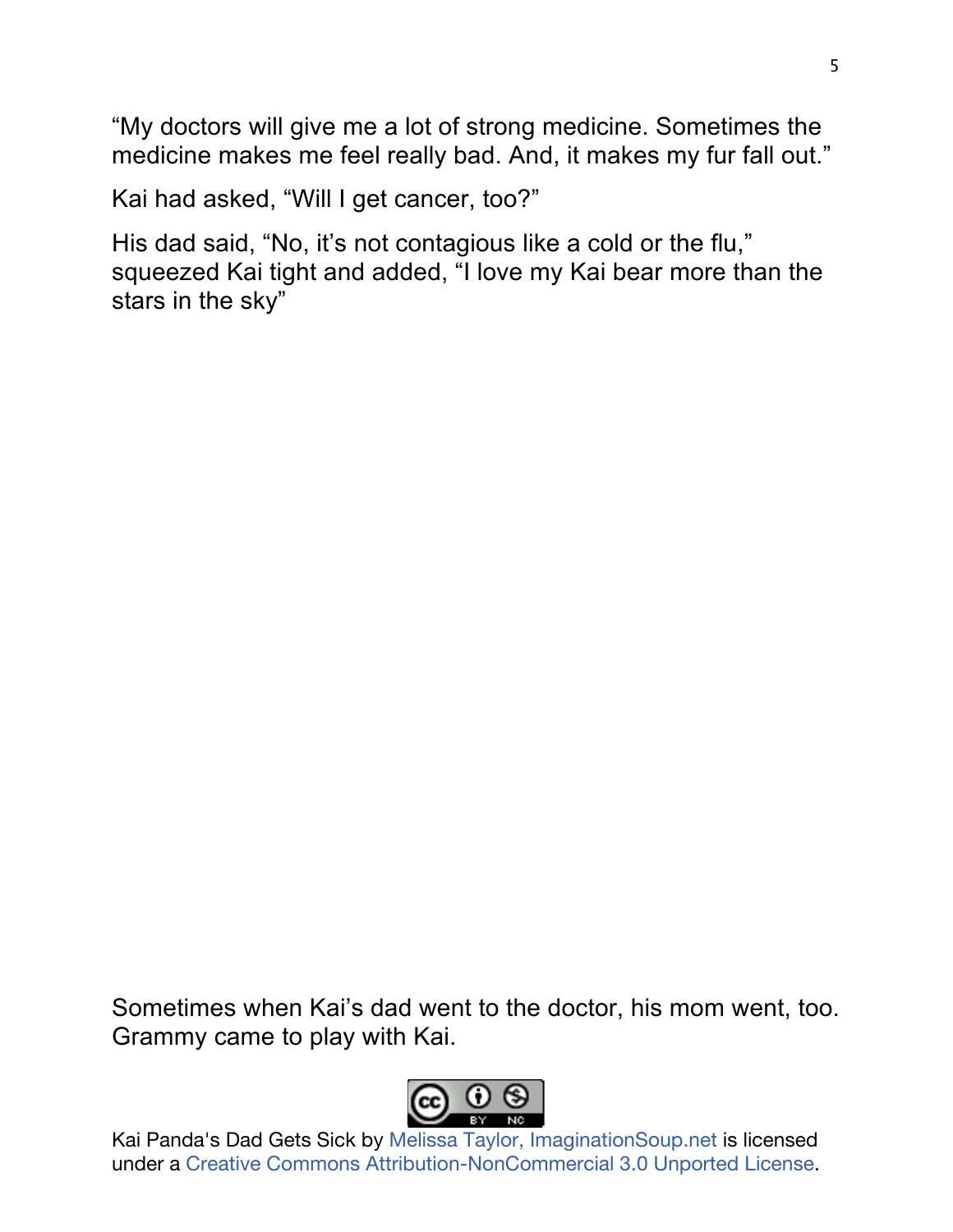"My doctors will give me a lot of strong medicine. Sometimes the medicine makes me feel really bad. And, it makes my fur fall out."

Kai had asked, "Will I get cancer, too?"

His dad said, "No, it's not contagious like a cold or the flu," squeezed Kai tight and added, "I love my Kai bear more than the stars in the sky"

Sometimes when Kai's dad went to the doctor, his mom went, too. Grammy came to play with Kai.

Kai Panda's Dad Gets Sick by Melissa Taylor, ImaginationSoup.net is licensed under a Creative Commons Attribution-NonCommercial 3.0 Unported License.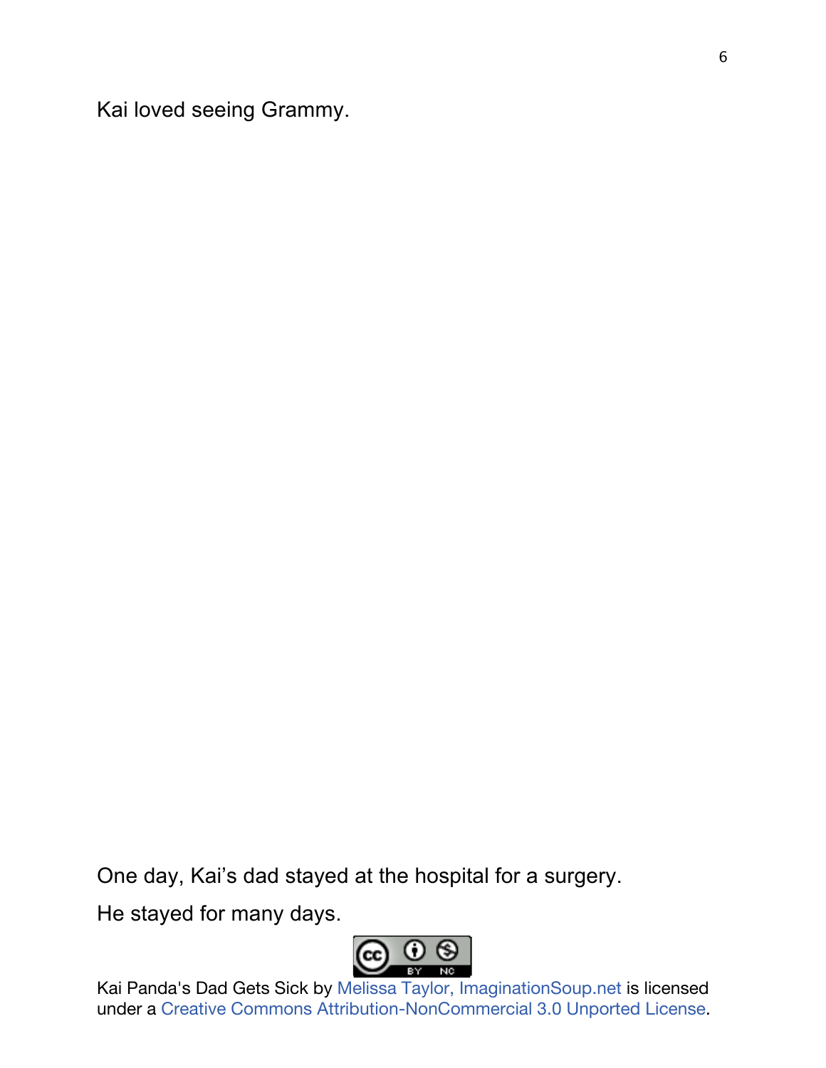Kai loved seeing Grammy.

One day, Kai's dad stayed at the hospital for a surgery.

He stayed for many days.

Kai Panda's Dad Gets Sick by Melissa Taylor, ImaginationSoup.net is licensed under a Creative Commons Attribution-NonCommercial 3.0 Unported License.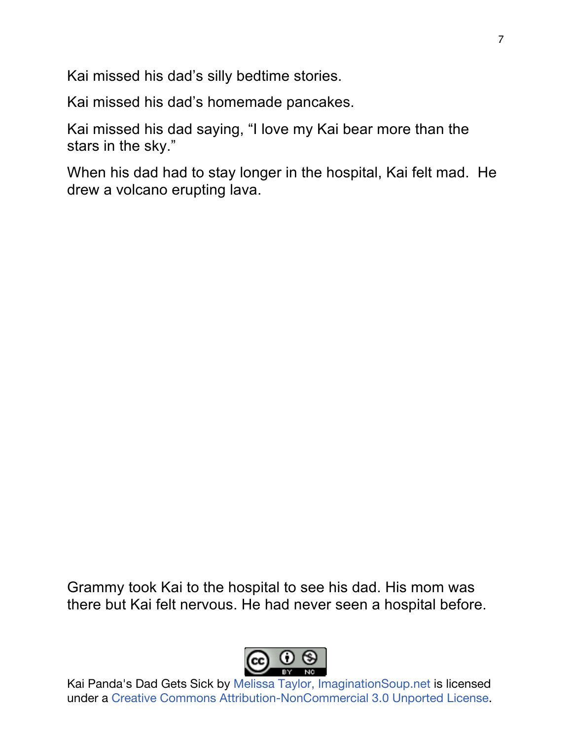Kai missed his dad's silly bedtime stories.

Kai missed his dad's homemade pancakes.

Kai missed his dad saying, "I love my Kai bear more than the stars in the sky."

When his dad had to stay longer in the hospital, Kai felt mad. He drew a volcano erupting lava.

Grammy took Kai to the hospital to see his dad. His mom was there but Kai felt nervous. He had never seen a hospital before.

Kai Panda's Dad Gets Sick by Melissa Taylor, ImaginationSoup.net is licensed under a Creative Commons Attribution-NonCommercial 3.0 Unported License.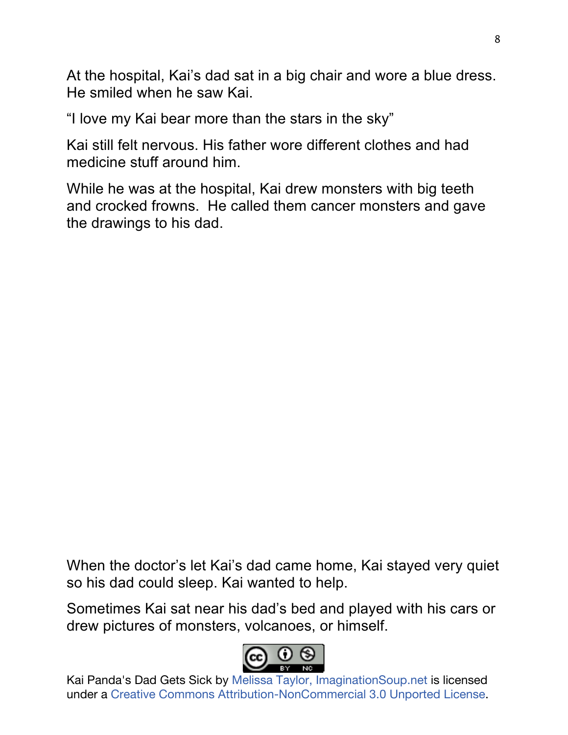At the hospital, Kai's dad sat in a big chair and wore a blue dress. He smiled when he saw Kai.

"I love my Kai bear more than the stars in the sky"

Kai still felt nervous. His father wore different clothes and had medicine stuff around him.

While he was at the hospital, Kai drew monsters with big teeth and crocked frowns. He called them cancer monsters and gave the drawings to his dad.

When the doctor's let Kai's dad came home, Kai stayed very quiet so his dad could sleep. Kai wanted to help.

Sometimes Kai sat near his dad's bed and played with his cars or drew pictures of monsters, volcanoes, or himself.

Kai Panda's Dad Gets Sick by Melissa Taylor, ImaginationSoup.net is licensed under a Creative Commons Attribution-NonCommercial 3.0 Unported License.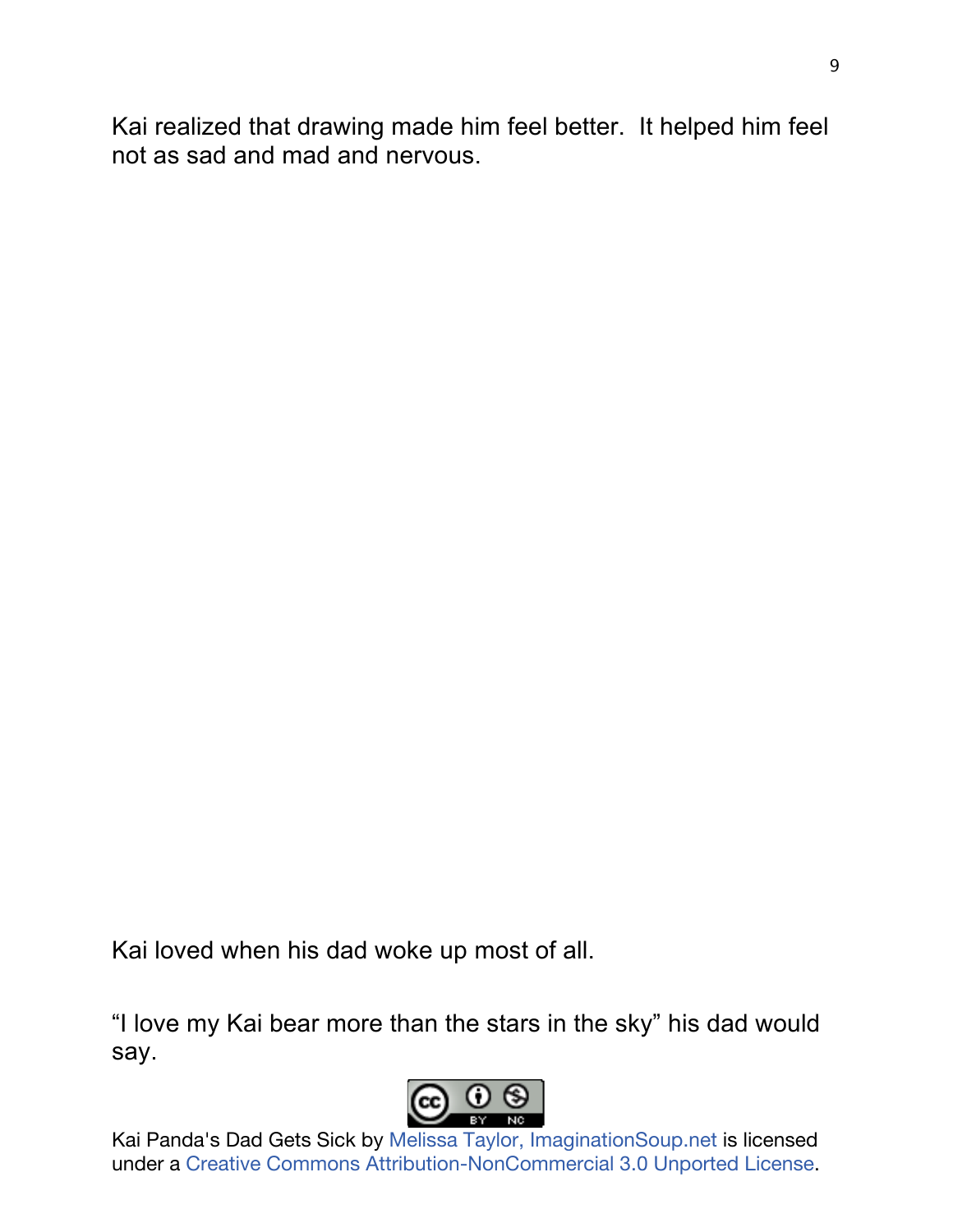Kai realized that drawing made him feel better. It helped him feel not as sad and mad and nervous.

Kai loved when his dad woke up most of all.

“I love my Kai bear more than the stars in the sky” his dad would say.

Kai Panda's Dad Gets Sick by Melissa Taylor, ImaginationSoup.net is licensed under a Creative Commons Attribution-NonCommercial 3.0 Unported License.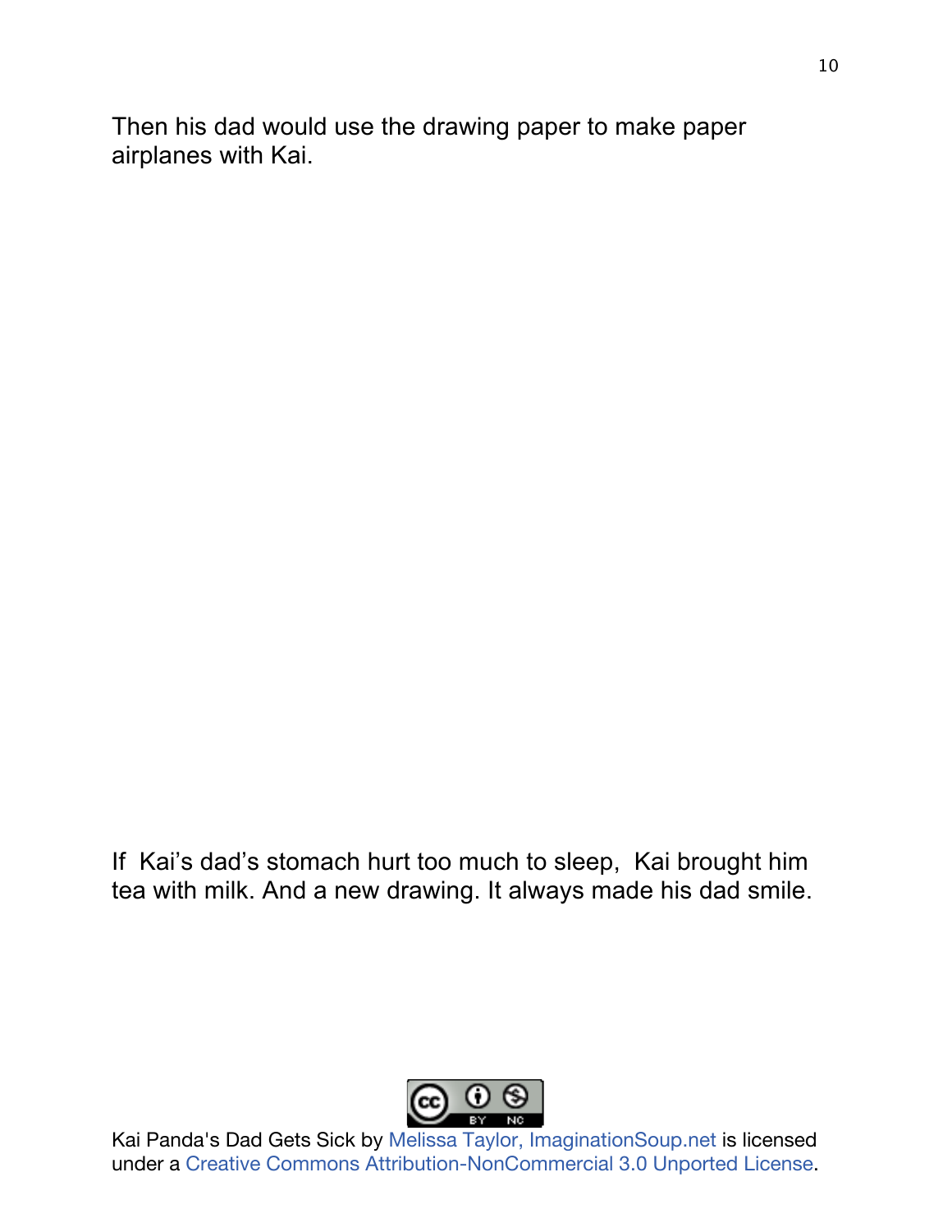Then his dad would use the drawing paper to make paper airplanes with Kai.

If Kai's dad's stomach hurt too much to sleep, Kai brought him tea with milk. And a new drawing. It always made his dad smile.

Kai Panda's Dad Gets Sick by Melissa Taylor, ImaginationSoup.net is licensed under a Creative Commons Attribution-NonCommercial 3.0 Unported License.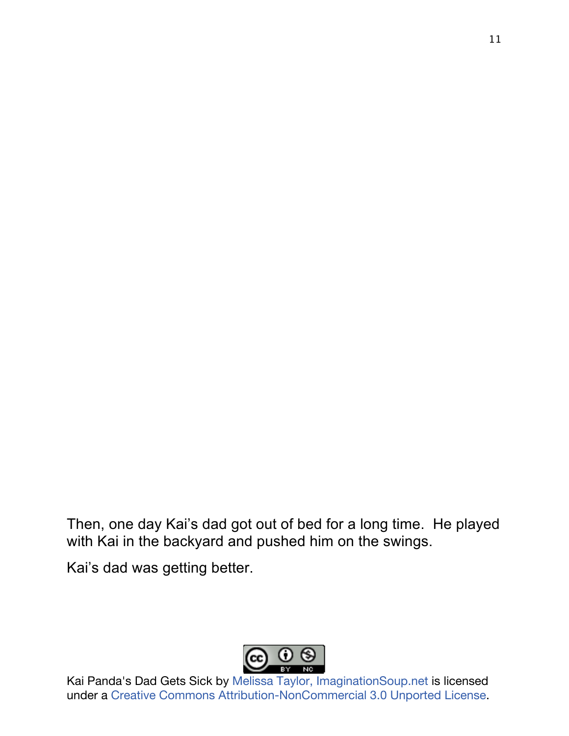Then, one day Kai's dad got out of bed for a long time.  He played with Kai in the backyard and pushed him on the swings.

Kai's dad was getting better.

Kai Panda's Dad Gets Sick by Melissa Taylor, ImaginationSoup.net is licensed under a Creative Commons Attribution-NonCommercial 3.0 Unported License.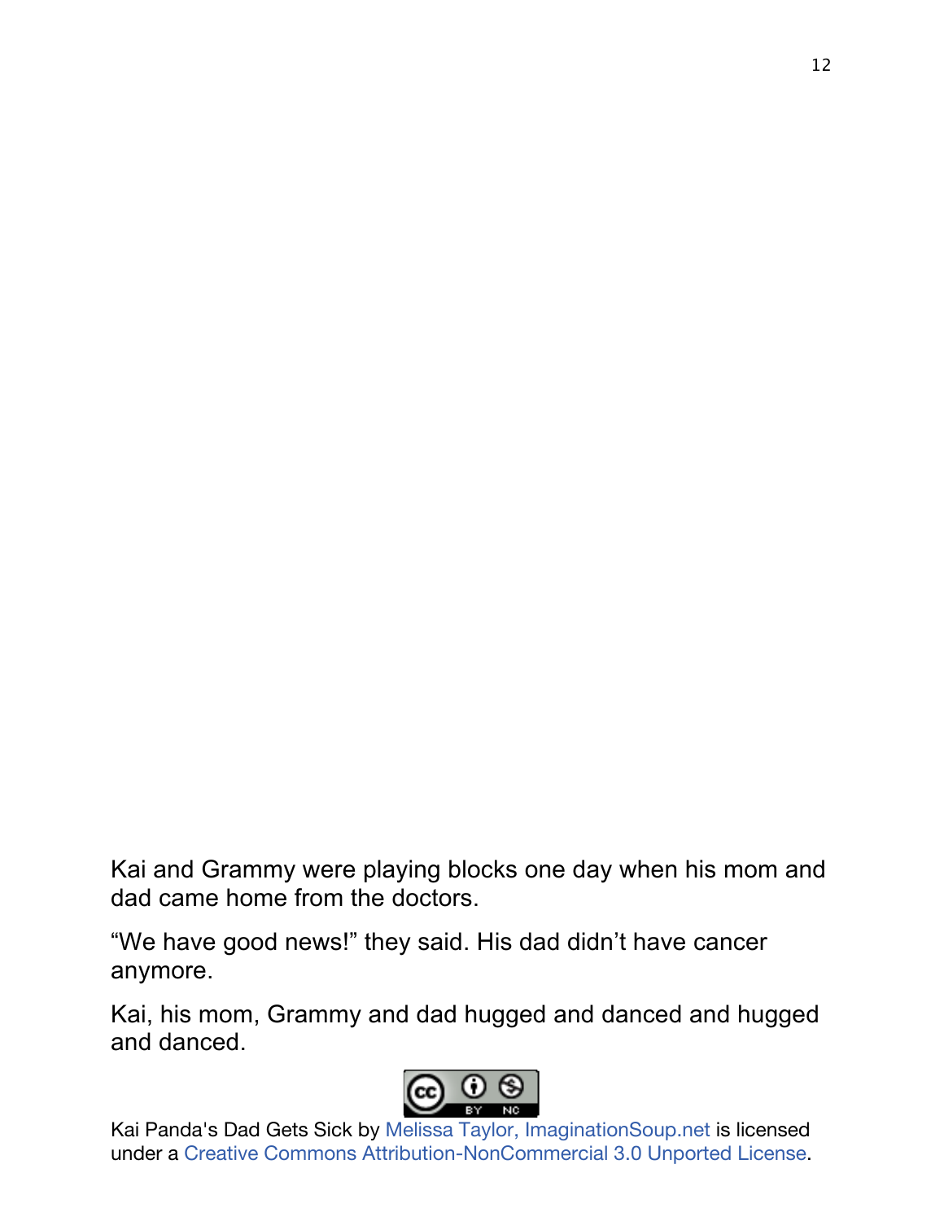Kai and Grammy were playing blocks one day when his mom and dad came home from the doctors.

"We have good news!" they said. His dad didn't have cancer anymore.

Kai, his mom, Grammy and dad hugged and danced and hugged and danced.

Kai Panda's Dad Gets Sick by Melissa Taylor, ImaginationSoup.net is licensed under a Creative Commons Attribution-NonCommercial 3.0 Unported License.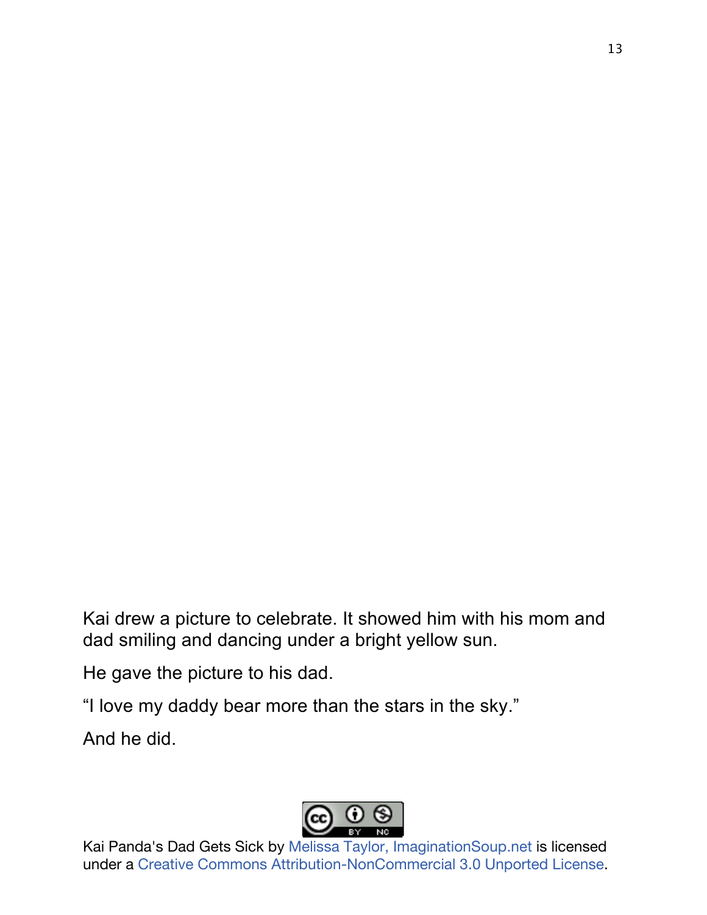Kai drew a picture to celebrate. It showed him with his mom and dad smiling and dancing under a bright yellow sun.

He gave the picture to his dad.

"I love my daddy bear more than the stars in the sky."

And he did.

Kai Panda's Dad Gets Sick by Melissa Taylor, ImaginationSoup.net is licensed under a Creative Commons Attribution-NonCommercial 3.0 Unported License.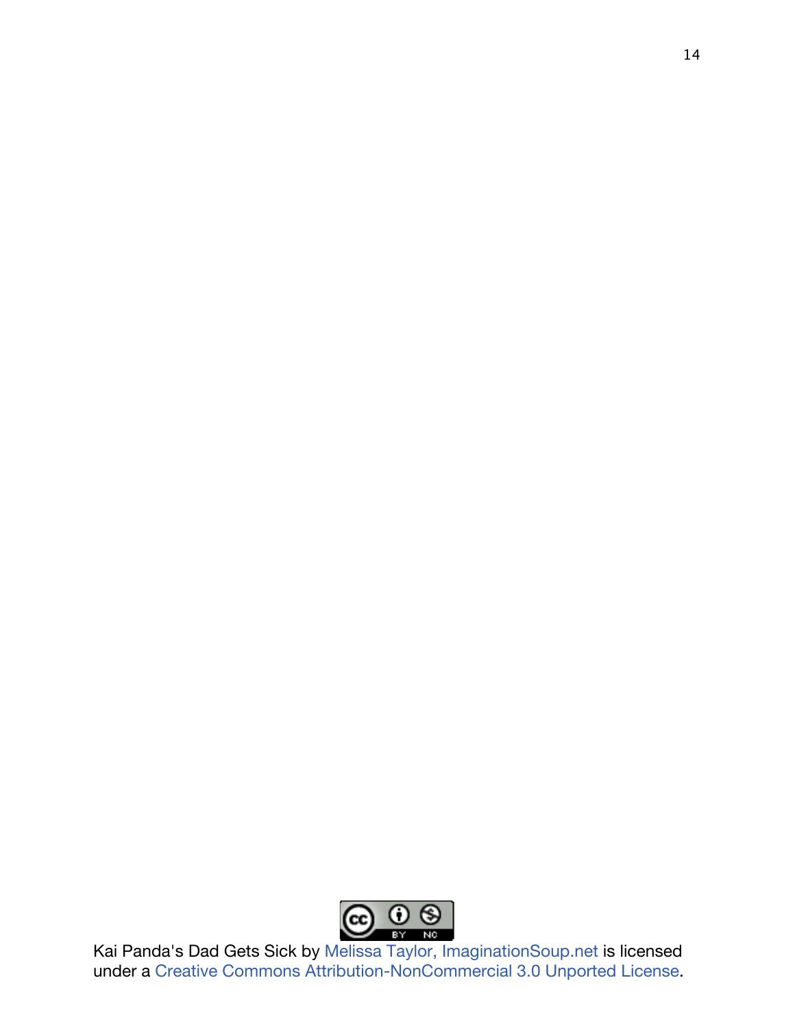Kai Panda's Dad Gets Sick by Melissa Taylor, ImaginationSoup.net is licensed under a Creative Commons Attribution-NonCommercial 3.0 Unported License.